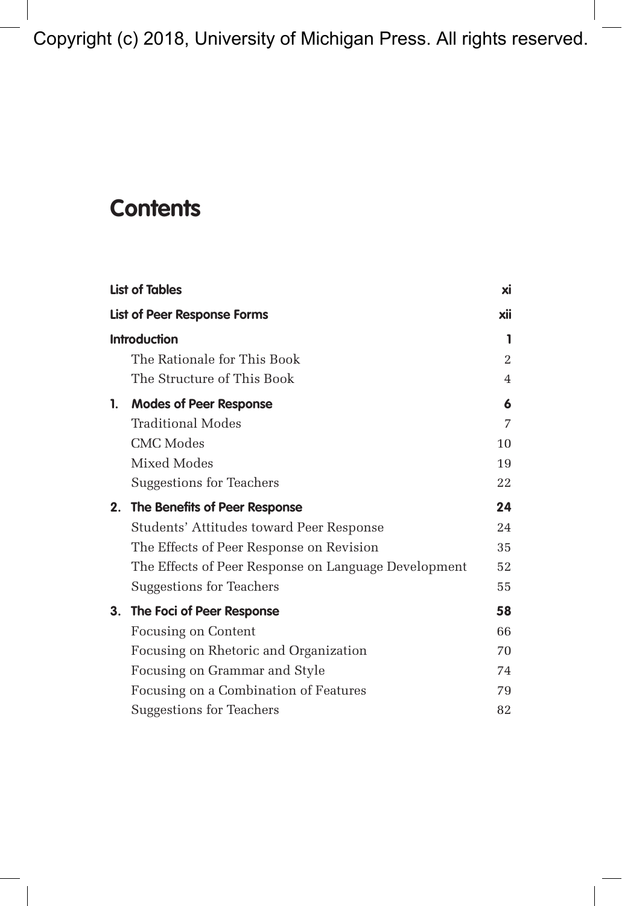Copyright (c) 2018, University of Michigan Press. All rights reserved.

# Contents

| | |
|---|---|
| **List of Tables** | **xi** |
| **List of Peer Response Forms** | **xii** |
| **Introduction** | **1** |
| The Rationale for This Book | 2 |
| The Structure of This Book | 4 |
| **1. Modes of Peer Response** | **6** |
| Traditional Modes | 7 |
| CMC Modes | 10 |
| Mixed Modes | 19 |
| Suggestions for Teachers | 22 |
| **2. The Benefits of Peer Response** | **24** |
| Students' Attitudes toward Peer Response | 24 |
| The Effects of Peer Response on Revision | 35 |
| The Effects of Peer Response on Language Development | 52 |
| Suggestions for Teachers | 55 |
| **3. The Foci of Peer Response** | **58** |
| Focusing on Content | 66 |
| Focusing on Rhetoric and Organization | 70 |
| Focusing on Grammar and Style | 74 |
| Focusing on a Combination of Features | 79 |
| Suggestions for Teachers | 82 |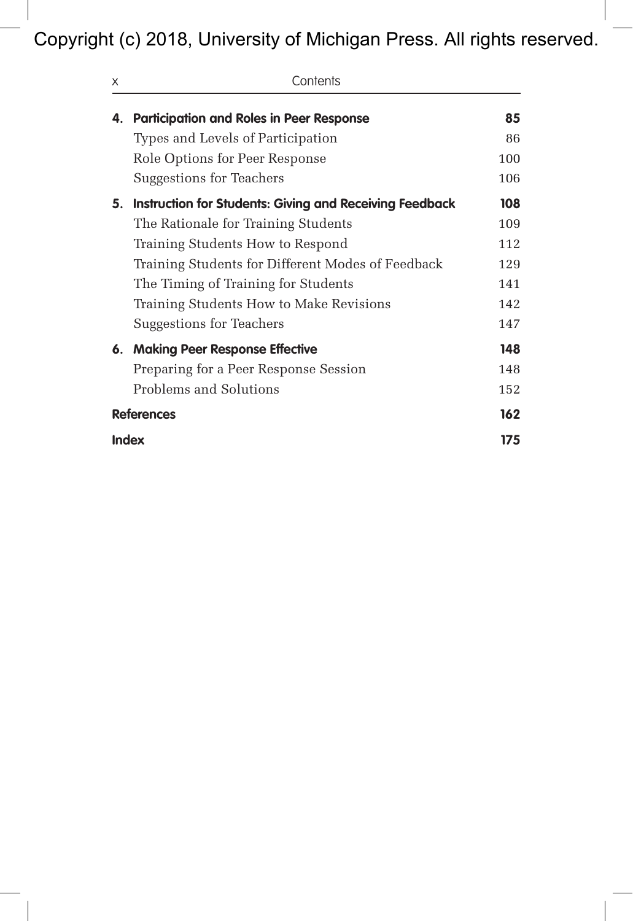| | |
|---|---|
| **4. Participation and Roles in Peer Response** | **85** |
| Types and Levels of Participation | 86 |
| Role Options for Peer Response | 100 |
| Suggestions for Teachers | 106 |
| **5. Instruction for Students: Giving and Receiving Feedback** | **108** |
| The Rationale for Training Students | 109 |
| Training Students How to Respond | 112 |
| Training Students for Different Modes of Feedback | 129 |
| The Timing of Training for Students | 141 |
| Training Students How to Make Revisions | 142 |
| Suggestions for Teachers | 147 |
| **6. Making Peer Response Effective** | **148** |
| Preparing for a Peer Response Session | 148 |
| Problems and Solutions | 152 |
| **References** | **162** |
| **Index** | **175** |